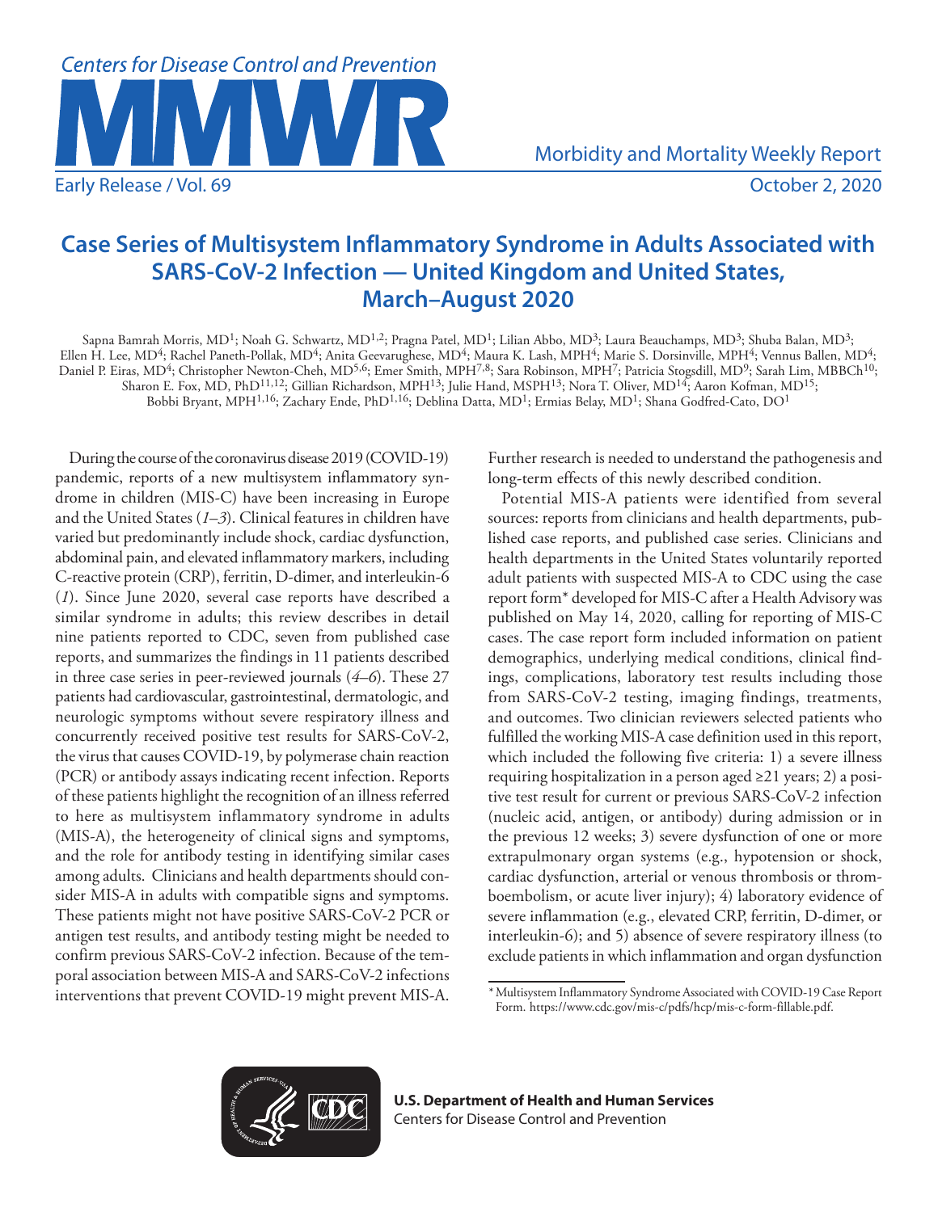# Case Series of Multisystem Inflammatory Syndrome in Adults Associated with SARS-CoV-2 Infection — United Kingdom and United States, March–August 2020

Sapna Bamrah Morris, MD[1]; Noah G. Schwartz, MD[1,2]; Pragna Patel, MD[1]; Lilian Abbo, MD[3]; Laura Beauchamps, MD[3]; Shuba Balan, MD[3]; Ellen H. Lee, MD[4]; Rachel Paneth-Pollak, MD[4]; Anita Geevarughese, MD[4]; Maura K. Lash, MPH[4]; Marie S. Dorsinville, MPH[4]; Vennus Ballen, MD[4]; Daniel P. Eiras, MD[4]; Christopher Newton-Cheh, MD[5,6]; Emer Smith, MPH[7,8]; Sara Robinson, MPH[7]; Patricia Stogsdill, MD[9]; Sarah Lim, MBBCh[10]; Sharon E. Fox, MD, PhD[11,12]; Gillian Richardson, MPH[13]; Julie Hand, MSPH[13]; Nora T. Oliver, MD[14]; Aaron Kofman, MD[15]; Bobbi Bryant, MPH[1,16]; Zachary Ende, PhD[1,16]; Deblina Datta, MD[1]; Ermias Belay, MD[1]; Shana Godfred-Cato, DO[1]

During the course of the coronavirus disease 2019 (COVID-19) pandemic, reports of a new multisystem inflammatory syndrome in children (MIS-C) have been increasing in Europe and the United States (*1–3*). Clinical features in children have varied but predominantly include shock, cardiac dysfunction, abdominal pain, and elevated inflammatory markers, including C-reactive protein (CRP), ferritin, D-dimer, and interleukin-6 (*1*). Since June 2020, several case reports have described a similar syndrome in adults; this review describes in detail nine patients reported to CDC, seven from published case reports, and summarizes the findings in 11 patients described in three case series in peer-reviewed journals (*4–6*). These 27 patients had cardiovascular, gastrointestinal, dermatologic, and neurologic symptoms without severe respiratory illness and concurrently received positive test results for SARS-CoV-2, the virus that causes COVID-19, by polymerase chain reaction (PCR) or antibody assays indicating recent infection. Reports of these patients highlight the recognition of an illness referred to here as multisystem inflammatory syndrome in adults (MIS-A), the heterogeneity of clinical signs and symptoms, and the role for antibody testing in identifying similar cases among adults. Clinicians and health departments should consider MIS-A in adults with compatible signs and symptoms. These patients might not have positive SARS-CoV-2 PCR or antigen test results, and antibody testing might be needed to confirm previous SARS-CoV-2 infection. Because of the temporal association between MIS-A and SARS-CoV-2 infections interventions that prevent COVID-19 might prevent MIS-A. Further research is needed to understand the pathogenesis and long-term effects of this newly described condition.

Potential MIS-A patients were identified from several sources: reports from clinicians and health departments, published case reports, and published case series. Clinicians and health departments in the United States voluntarily reported adult patients with suspected MIS-A to CDC using the case report form* developed for MIS-C after a Health Advisory was published on May 14, 2020, calling for reporting of MIS-C cases. The case report form included information on patient demographics, underlying medical conditions, clinical findings, complications, laboratory test results including those from SARS-CoV-2 testing, imaging findings, treatments, and outcomes. Two clinician reviewers selected patients who fulfilled the working MIS-A case definition used in this report, which included the following five criteria: 1) a severe illness requiring hospitalization in a person aged ≥21 years; 2) a positive test result for current or previous SARS-CoV-2 infection (nucleic acid, antigen, or antibody) during admission or in the previous 12 weeks; 3) severe dysfunction of one or more extrapulmonary organ systems (e.g., hypotension or shock, cardiac dysfunction, arterial or venous thrombosis or thromboembolism, or acute liver injury); 4) laboratory evidence of severe inflammation (e.g., elevated CRP, ferritin, D-dimer, or interleukin-6); and 5) absence of severe respiratory illness (to exclude patients in which inflammation and organ dysfunction

\* Multisystem Inflammatory Syndrome Associated with COVID-19 Case Report Form. https://www.cdc.gov/mis-c/pdfs/hcp/mis-c-form-fillable.pdf.

**U.S. Department of Health and Human Services**
Centers for Disease Control and Prevention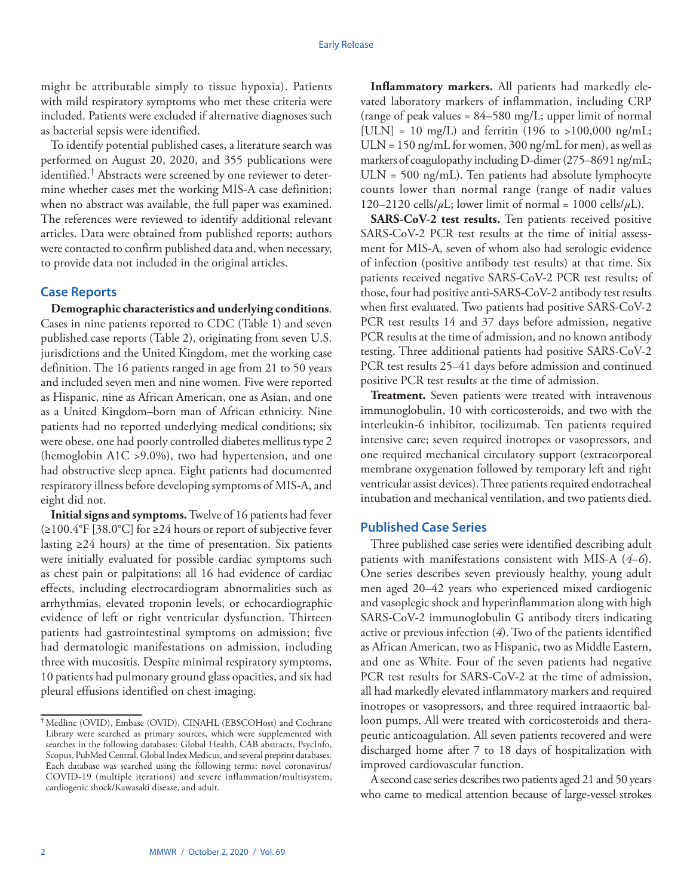might be attributable simply to tissue hypoxia). Patients with mild respiratory symptoms who met these criteria were included. Patients were excluded if alternative diagnoses such as bacterial sepsis were identified.

To identify potential published cases, a literature search was performed on August 20, 2020, and 355 publications were identified.[†] Abstracts were screened by one reviewer to determine whether cases met the working MIS-A case definition; when no abstract was available, the full paper was examined. The references were reviewed to identify additional relevant articles. Data were obtained from published reports; authors were contacted to confirm published data and, when necessary, to provide data not included in the original articles.

## Case Reports

**Demographic characteristics and underlying conditions**. Cases in nine patients reported to CDC (Table 1) and seven published case reports (Table 2), originating from seven U.S. jurisdictions and the United Kingdom, met the working case definition. The 16 patients ranged in age from 21 to 50 years and included seven men and nine women. Five were reported as Hispanic, nine as African American, one as Asian, and one as a United Kingdom–born man of African ethnicity. Nine patients had no reported underlying medical conditions; six were obese, one had poorly controlled diabetes mellitus type 2 (hemoglobin A1C >9.0%), two had hypertension, and one had obstructive sleep apnea. Eight patients had documented respiratory illness before developing symptoms of MIS-A, and eight did not.

**Initial signs and symptoms.** Twelve of 16 patients had fever (≥100.4°F [38.0°C] for ≥24 hours or report of subjective fever lasting ≥24 hours) at the time of presentation. Six patients were initially evaluated for possible cardiac symptoms such as chest pain or palpitations; all 16 had evidence of cardiac effects, including electrocardiogram abnormalities such as arrhythmias, elevated troponin levels, or echocardiographic evidence of left or right ventricular dysfunction. Thirteen patients had gastrointestinal symptoms on admission; five had dermatologic manifestations on admission, including three with mucositis. Despite minimal respiratory symptoms, 10 patients had pulmonary ground glass opacities, and six had pleural effusions identified on chest imaging.

**Inflammatory markers.** All patients had markedly elevated laboratory markers of inflammation, including CRP (range of peak values = 84–580 mg/L; upper limit of normal [ULN] = 10 mg/L) and ferritin (196 to >100,000 ng/mL; ULN = 150 ng/mL for women, 300 ng/mL for men), as well as markers of coagulopathy including D-dimer (275–8691 ng/mL; ULN = 500 ng/mL). Ten patients had absolute lymphocyte counts lower than normal range (range of nadir values 120–2120 cells/$\mu$L; lower limit of normal = 1000 cells/$\mu$L).

**SARS-CoV-2 test results.** Ten patients received positive SARS-CoV-2 PCR test results at the time of initial assessment for MIS-A, seven of whom also had serologic evidence of infection (positive antibody test results) at that time. Six patients received negative SARS-CoV-2 PCR test results; of those, four had positive anti-SARS-CoV-2 antibody test results when first evaluated. Two patients had positive SARS-CoV-2 PCR test results 14 and 37 days before admission, negative PCR results at the time of admission, and no known antibody testing. Three additional patients had positive SARS-CoV-2 PCR test results 25–41 days before admission and continued positive PCR test results at the time of admission.

**Treatment.** Seven patients were treated with intravenous immunoglobulin, 10 with corticosteroids, and two with the interleukin-6 inhibitor, tocilizumab. Ten patients required intensive care; seven required inotropes or vasopressors, and one required mechanical circulatory support (extracorporeal membrane oxygenation followed by temporary left and right ventricular assist devices). Three patients required endotracheal intubation and mechanical ventilation, and two patients died.

## Published Case Series

Three published case series were identified describing adult patients with manifestations consistent with MIS-A (*4*–*6*). One series describes seven previously healthy, young adult men aged 20–42 years who experienced mixed cardiogenic and vasoplegic shock and hyperinflammation along with high SARS-CoV-2 immunoglobulin G antibody titers indicating active or previous infection (*4*). Two of the patients identified as African American, two as Hispanic, two as Middle Eastern, and one as White. Four of the seven patients had negative PCR test results for SARS-CoV-2 at the time of admission, all had markedly elevated inflammatory markers and required inotropes or vasopressors, and three required intraaortic balloon pumps. All were treated with corticosteroids and therapeutic anticoagulation. All seven patients recovered and were discharged home after 7 to 18 days of hospitalization with improved cardiovascular function.

A second case series describes two patients aged 21 and 50 years who came to medical attention because of large-vessel strokes

[†] Medline (OVID), Embase (OVID), CINAHL (EBSCOHost) and Cochrane Library were searched as primary sources, which were supplemented with searches in the following databases: Global Health, CAB abstracts, PsycInfo, Scopus, PubMed Central, Global Index Medicus, and several preprint databases. Each database was searched using the following terms: novel coronavirus/COVID-19 (multiple iterations) and severe inflammation/multisystem, cardiogenic shock/Kawasaki disease, and adult.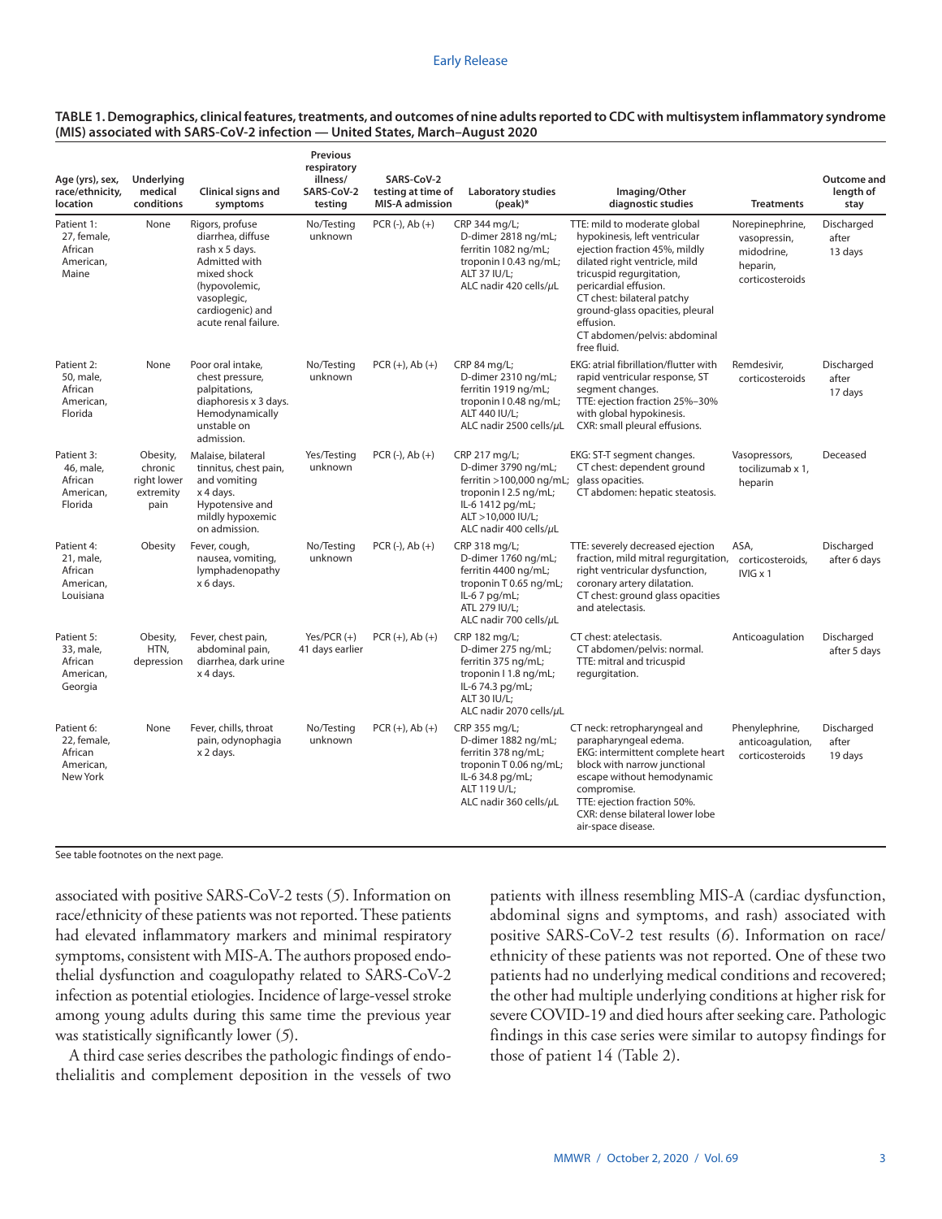**TABLE 1. Demographics, clinical features, treatments, and outcomes of nine adults reported to CDC with multisystem inflammatory syndrome (MIS) associated with SARS-CoV-2 infection — United States, March–August 2020**

| Age (yrs), sex, race/ethnicity, location | Underlying medical conditions | Clinical signs and symptoms | Previous respiratory illness/ SARS-CoV-2 testing | SARS-CoV-2 testing at time of MIS-A admission | Laboratory studies (peak)* | Imaging/Other diagnostic studies | Treatments | Outcome and length of stay |
|---|---|---|---|---|---|---|---|---|
| Patient 1: 27, female, African American, Maine | None | Rigors, profuse diarrhea, diffuse rash x 5 days. Admitted with mixed shock (hypovolemic, vasoplegic, cardiogenic) and acute renal failure. | No/Testing unknown | PCR (-), Ab (+) | CRP 344 mg/L; D-dimer 2818 ng/mL; ferritin 1082 ng/mL; troponin I 0.43 ng/mL; ALT 37 IU/L; ALC nadir 420 cells/μL | TTE: mild to moderate global hypokinesis, left ventricular ejection fraction 45%, mildly dilated right ventricle, mild tricuspid regurgitation, pericardial effusion. CT chest: bilateral patchy ground-glass opacities, pleural effusion. CT abdomen/pelvis: abdominal free fluid. | Norepinephrine, vasopressin, midodrine, heparin, corticosteroids | Discharged after 13 days |
| Patient 2: 50, male, African American, Florida | None | Poor oral intake, chest pressure, palpitations, diaphoresis x 3 days. Hemodynamically unstable on admission. | No/Testing unknown | PCR (+), Ab (+) | CRP 84 mg/L; D-dimer 2310 ng/mL; ferritin 1919 ng/mL; troponin I 0.48 ng/mL; ALT 440 IU/L; ALC nadir 2500 cells/μL | EKG: atrial fibrillation/flutter with rapid ventricular response, ST segment changes. TTE: ejection fraction 25%–30% with global hypokinesis. CXR: small pleural effusions. | Remdesivir, corticosteroids | Discharged after 17 days |
| Patient 3: 46, male, African American, Florida | Obesity, chronic right lower extremity pain | Malaise, bilateral tinnitus, chest pain, and vomiting x 4 days. Hypotensive and mildly hypoxemic on admission. | Yes/Testing unknown | PCR (-), Ab (+) | CRP 217 mg/L; D-dimer 3790 ng/mL; ferritin >100,000 ng/mL; troponin I 2.5 ng/mL; IL-6 1412 pg/mL; ALT >10,000 IU/L; ALC nadir 400 cells/μL | EKG: ST-T segment changes. CT chest: dependent ground glass opacities. CT abdomen: hepatic steatosis. | Vasopressors, tocilizumab x 1, heparin | Deceased |
| Patient 4: 21, male, African American, Louisiana | Obesity | Fever, cough, nausea, vomiting, lymphadenopathy x 6 days. | No/Testing unknown | PCR (-), Ab (+) | CRP 318 mg/L; D-dimer 1760 ng/mL; ferritin 4400 ng/mL; troponin T 0.65 ng/mL; IL-6 7 pg/mL; ATL 279 IU/L; ALC nadir 700 cells/μL | TTE: severely decreased ejection fraction, mild mitral regurgitation, right ventricular dysfunction, coronary artery dilatation. CT chest: ground glass opacities and atelectasis. | ASA, corticosteroids, IVIG x 1 | Discharged after 6 days |
| Patient 5: 33, male, African American, Georgia | Obesity, HTN, depression | Fever, chest pain, abdominal pain, diarrhea, dark urine x 4 days. | Yes/PCR (+) 41 days earlier | PCR (+), Ab (+) | CRP 182 mg/L; D-dimer 275 ng/mL; ferritin 375 ng/mL; troponin I 1.8 ng/mL; IL-6 74.3 pg/mL; ALT 30 IU/L; ALC nadir 2070 cells/μL | CT chest: atelectasis. CT abdomen/pelvis: normal. TTE: mitral and tricuspid regurgitation. | Anticoagulation | Discharged after 5 days |
| Patient 6: 22, female, African American, New York | None | Fever, chills, throat pain, odynophagia x 2 days. | No/Testing unknown | PCR (+), Ab (+) | CRP 355 mg/L; D-dimer 1882 ng/mL; ferritin 378 ng/mL; troponin T 0.06 ng/mL; IL-6 34.8 pg/mL; ALT 119 U/L; ALC nadir 360 cells/μL | CT neck: retropharyngeal and parapharyngeal edema. EKG: intermittent complete heart block with narrow junctional escape without hemodynamic compromise. TTE: ejection fraction 50%. CXR: dense bilateral lower lobe air-space disease. | Phenylephrine, anticoagulation, corticosteroids | Discharged after 19 days |

See table footnotes on the next page.

associated with positive SARS-CoV-2 tests (*5*). Information on race/ethnicity of these patients was not reported. These patients had elevated inflammatory markers and minimal respiratory symptoms, consistent with MIS-A. The authors proposed endothelial dysfunction and coagulopathy related to SARS-CoV-2 infection as potential etiologies. Incidence of large-vessel stroke among young adults during this same time the previous year was statistically significantly lower (*5*).

A third case series describes the pathologic findings of endothelialitis and complement deposition in the vessels of two patients with illness resembling MIS-A (cardiac dysfunction, abdominal signs and symptoms, and rash) associated with positive SARS-CoV-2 test results (*6*). Information on race/ethnicity of these patients was not reported. One of these two patients had no underlying medical conditions and recovered; the other had multiple underlying conditions at higher risk for severe COVID-19 and died hours after seeking care. Pathologic findings in this case series were similar to autopsy findings for those of patient 14 (Table 2).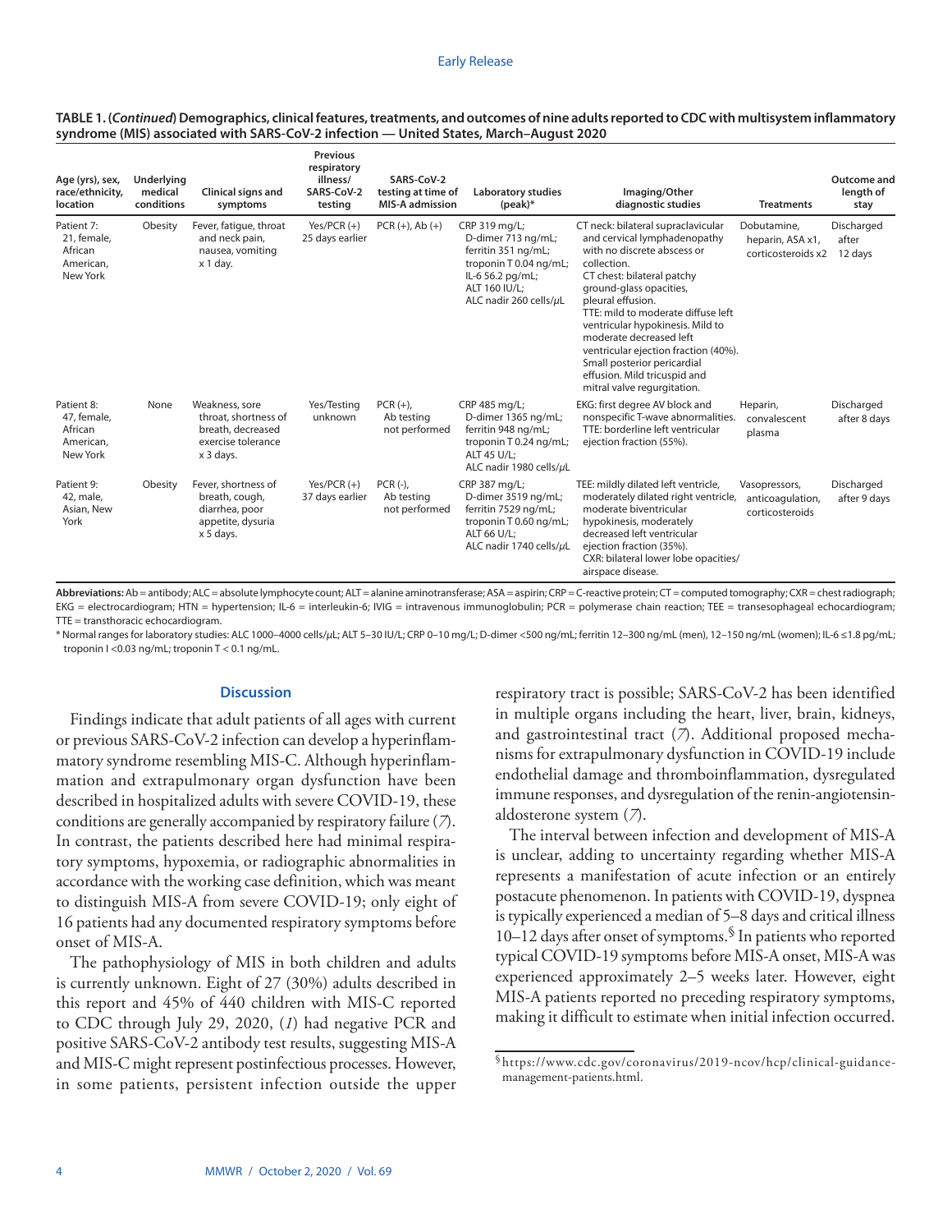**TABLE 1. (*Continued*) Demographics, clinical features, treatments, and outcomes of nine adults reported to CDC with multisystem inflammatory syndrome (MIS) associated with SARS-CoV-2 infection — United States, March–August 2020**

| Age (yrs), sex, race/ethnicity, location | Underlying medical conditions | Clinical signs and symptoms | Previous respiratory illness/ SARS-CoV-2 testing | SARS-CoV-2 testing at time of MIS-A admission | Laboratory studies (peak)* | Imaging/Other diagnostic studies | Treatments | Outcome and length of stay |
|---|---|---|---|---|---|---|---|---|
| Patient 7: 21, female, African American, New York | Obesity | Fever, fatigue, throat and neck pain, nausea, vomiting x 1 day. | Yes/PCR (+) 25 days earlier | PCR (+), Ab (+) | CRP 319 mg/L; D-dimer 713 ng/mL; ferritin 351 ng/mL; troponin T 0.04 ng/mL; IL-6 56.2 pg/mL; ALT 160 IU/L; ALC nadir 260 cells/μL | CT neck: bilateral supraclavicular and cervical lymphadenopathy with no discrete abscess or collection. CT chest: bilateral patchy ground-glass opacities, pleural effusion. TTE: mild to moderate diffuse left ventricular hypokinesis. Mild to moderate decreased left ventricular ejection fraction (40%). Small posterior pericardial effusion. Mild tricuspid and mitral valve regurgitation. | Dobutamine, heparin, ASA x1, corticosteroids x2 | Discharged after 12 days |
| Patient 8: 47, female, African American, New York | None | Weakness, sore throat, shortness of breath, decreased exercise tolerance x 3 days. | Yes/Testing unknown | PCR (+), Ab testing not performed | CRP 485 mg/L; D-dimer 1365 ng/mL; ferritin 948 ng/mL; troponin T 0.24 ng/mL; ALT 45 U/L; ALC nadir 1980 cells/μL | EKG: first degree AV block and nonspecific T-wave abnormalities. TTE: borderline left ventricular ejection fraction (55%). | Heparin, convalescent plasma | Discharged after 8 days |
| Patient 9: 42, male, Asian, New York | Obesity | Fever, shortness of breath, cough, diarrhea, poor appetite, dysuria x 5 days. | Yes/PCR (+) 37 days earlier | PCR (-), Ab testing not performed | CRP 387 mg/L; D-dimer 3519 ng/mL; ferritin 7529 ng/mL; troponin T 0.60 ng/mL; ALT 66 U/L; ALC nadir 1740 cells/μL | TEE: mildly dilated left ventricle, moderately dilated right ventricle, moderate biventricular hypokinesis, moderately decreased left ventricular ejection fraction (35%). CXR: bilateral lower lobe opacities/ airspace disease. | Vasopressors, anticoagulation, corticosteroids | Discharged after 9 days |

**Abbreviations:** Ab = antibody; ALC = absolute lymphocyte count; ALT = alanine aminotransferase; ASA = aspirin; CRP = C-reactive protein; CT = computed tomography; CXR = chest radiograph; EKG = electrocardiogram; HTN = hypertension; IL-6 = interleukin-6; IVIG = intravenous immunoglobulin; PCR = polymerase chain reaction; TEE = transesophageal echocardiogram; TTE = transthoracic echocardiogram.

\* Normal ranges for laboratory studies: ALC 1000–4000 cells/μL; ALT 5–30 IU/L; CRP 0–10 mg/L; D-dimer <500 ng/mL; ferritin 12–300 ng/mL (men), 12–150 ng/mL (women); IL-6 ≤1.8 pg/mL; troponin I <0.03 ng/mL; troponin T < 0.1 ng/mL.

## Discussion

Findings indicate that adult patients of all ages with current or previous SARS-CoV-2 infection can develop a hyperinflammatory syndrome resembling MIS-C. Although hyperinflammation and extrapulmonary organ dysfunction have been described in hospitalized adults with severe COVID-19, these conditions are generally accompanied by respiratory failure (*7*). In contrast, the patients described here had minimal respiratory symptoms, hypoxemia, or radiographic abnormalities in accordance with the working case definition, which was meant to distinguish MIS-A from severe COVID-19; only eight of 16 patients had any documented respiratory symptoms before onset of MIS-A.

The pathophysiology of MIS in both children and adults is currently unknown. Eight of 27 (30%) adults described in this report and 45% of 440 children with MIS-C reported to CDC through July 29, 2020, (*1*) had negative PCR and positive SARS-CoV-2 antibody test results, suggesting MIS-A and MIS-C might represent postinfectious processes. However, in some patients, persistent infection outside the upper respiratory tract is possible; SARS-CoV-2 has been identified in multiple organs including the heart, liver, brain, kidneys, and gastrointestinal tract (*7*). Additional proposed mechanisms for extrapulmonary dysfunction in COVID-19 include endothelial damage and thromboinflammation, dysregulated immune responses, and dysregulation of the renin-angiotensin-aldosterone system (*7*).

The interval between infection and development of MIS-A is unclear, adding to uncertainty regarding whether MIS-A represents a manifestation of acute infection or an entirely postacute phenomenon. In patients with COVID-19, dyspnea is typically experienced a median of 5–8 days and critical illness 10–12 days after onset of symptoms.[§] In patients who reported typical COVID-19 symptoms before MIS-A onset, MIS-A was experienced approximately 2–5 weeks later. However, eight MIS-A patients reported no preceding respiratory symptoms, making it difficult to estimate when initial infection occurred.

[§] https://www.cdc.gov/coronavirus/2019-ncov/hcp/clinical-guidance-management-patients.html.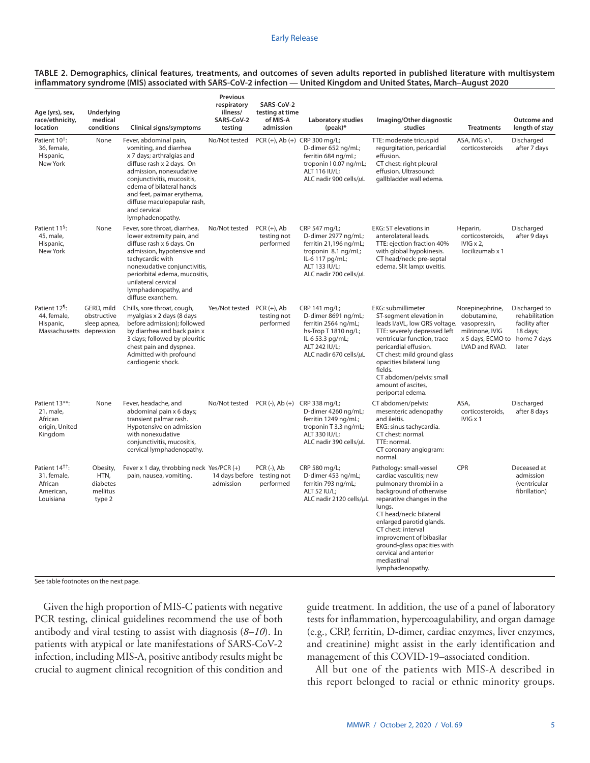**TABLE 2. Demographics, clinical features, treatments, and outcomes of seven adults reported in published literature with multisystem inflammatory syndrome (MIS) associated with SARS-CoV-2 infection — United Kingdom and United States, March–August 2020**

| Age (yrs), sex, race/ethnicity, location | Underlying medical conditions | Clinical signs/symptoms | Previous respiratory illness/ SARS-CoV-2 testing | SARS-CoV-2 testing at time of MIS-A admission | Laboratory studies (peak)* | Imaging/Other diagnostic studies | Treatments | Outcome and length of stay |
|---|---|---|---|---|---|---|---|---|
| Patient 10[†]: 36, female, Hispanic, New York | None | Fever, abdominal pain, vomiting, and diarrhea x 7 days; arthralgias and diffuse rash x 2 days. On admission, nonexudative conjunctivitis, mucositis, edema of bilateral hands and feet, palmar erythema, diffuse maculopapular rash, and cervical lymphadenopathy. | No/Not tested | PCR (+), Ab (+) | CRP 300 mg/L; D-dimer 652 ng/mL; ferritin 684 ng/mL; troponin I 0.07 ng/mL; ALT 116 IU/L; ALC nadir 900 cells/μL | TTE: moderate tricuspid regurgitation, pericardial effusion. CT chest: right pleural effusion. Ultrasound: gallbladder wall edema. | ASA, IVIG x1, corticosteroids | Discharged after 7 days |
| Patient 11[§]: 45, male, Hispanic, New York | None | Fever, sore throat, diarrhea, lower extremity pain, and diffuse rash x 6 days. On admission, hypotensive and tachycardic with nonexudative conjunctivitis, periorbital edema, mucositis, unilateral cervical lymphadenopathy, and diffuse exanthem. | No/Not tested | PCR (+), Ab testing not performed | CRP 547 mg/L; D-dimer 2977 ng/mL; ferritin 21,196 ng/mL; troponin 8.1 ng/mL; IL-6 117 pg/mL; ALT 133 IU/L; ALC nadir 700 cells/μL | EKG: ST elevations in anterolateral leads. TTE: ejection fraction 40% with global hypokinesis. CT head/neck: pre-septal edema. Slit lamp: uveitis. | Heparin, corticosteroids, IVIG x 2, Tocilizumab x 1 | Discharged after 9 days |
| Patient 12[¶]: 44, female, Hispanic, Massachusetts | GERD, mild obstructive sleep apnea, depression | Chills, sore throat, cough, myalgias x 2 days (8 days before admission); followed by diarrhea and back pain x 3 days; followed by pleuritic chest pain and dyspnea. Admitted with profound cardiogenic shock. | Yes/Not tested | PCR (+), Ab testing not performed | CRP 141 mg/L; D-dimer 8691 ng/mL; ferritin 2564 ng/mL; hs-Trop T 1810 ng/L; IL-6 53.3 pg/mL; ALT 242 IU/L; ALC nadir 670 cells/μL | EKG: submillimeter ST-segment elevation in leads I/aVL, low QRS voltage. TTE: severely depressed left ventricular function, trace pericardial effusion. CT chest: mild ground glass opacities bilateral lung fields. CT abdomen/pelvis: small amount of ascites, periportal edema. | Norepinephrine, dobutamine, vasopressin, milrinone, IVIG x 5 days, ECMO to LVAD and RVAD. | Discharged to rehabilitation facility after 18 days; home 7 days later |
| Patient 13**: 21, male, African origin, United Kingdom | None | Fever, headache, and abdominal pain x 6 days; transient palmar rash. Hypotensive on admission with nonexudative conjunctivitis, mucositis, cervical lymphadenopathy. | No/Not tested | PCR (-), Ab (+) | CRP 338 mg/L; D-dimer 4260 ng/mL; ferritin 1249 ng/mL; troponin T 3.3 ng/mL; ALT 330 IU/L; ALC nadir 390 cells/μL | CT abdomen/pelvis: mesenteric adenopathy and ileitis. EKG: sinus tachycardia. CT chest: normal. TTE: normal. CT coronary angiogram: normal. | ASA, corticosteroids, IVIG x 1 | Discharged after 8 days |
| Patient 14[††]: 31, female, African American, Louisiana | Obesity, HTN, diabetes mellitus type 2 | Fever x 1 day, throbbing neck pain, nausea, vomiting. | Yes/PCR (+) 14 days before admission | PCR (-), Ab testing not performed | CRP 580 mg/L; D-dimer 453 ng/mL; ferritin 793 ng/mL; ALT 52 IU/L; ALC nadir 2120 cells/μL | Pathology: small-vessel cardiac vasculitis; new pulmonary thrombi in a background of otherwise reparative changes in the lungs. CT head/neck: bilateral enlarged parotid glands. CT chest: interval improvement of bibasilar ground-glass opacities with cervical and anterior mediastinal lymphadenopathy. | CPR | Deceased at admission (ventricular fibrillation) |

See table footnotes on the next page.

Given the high proportion of MIS-C patients with negative PCR testing, clinical guidelines recommend the use of both antibody and viral testing to assist with diagnosis (*8*–*10*). In patients with atypical or late manifestations of SARS-CoV-2 infection, including MIS-A, positive antibody results might be crucial to augment clinical recognition of this condition and guide treatment. In addition, the use of a panel of laboratory tests for inflammation, hypercoagulability, and organ damage (e.g., CRP, ferritin, D-dimer, cardiac enzymes, liver enzymes, and creatinine) might assist in the early identification and management of this COVID-19–associated condition.

All but one of the patients with MIS-A described in this report belonged to racial or ethnic minority groups.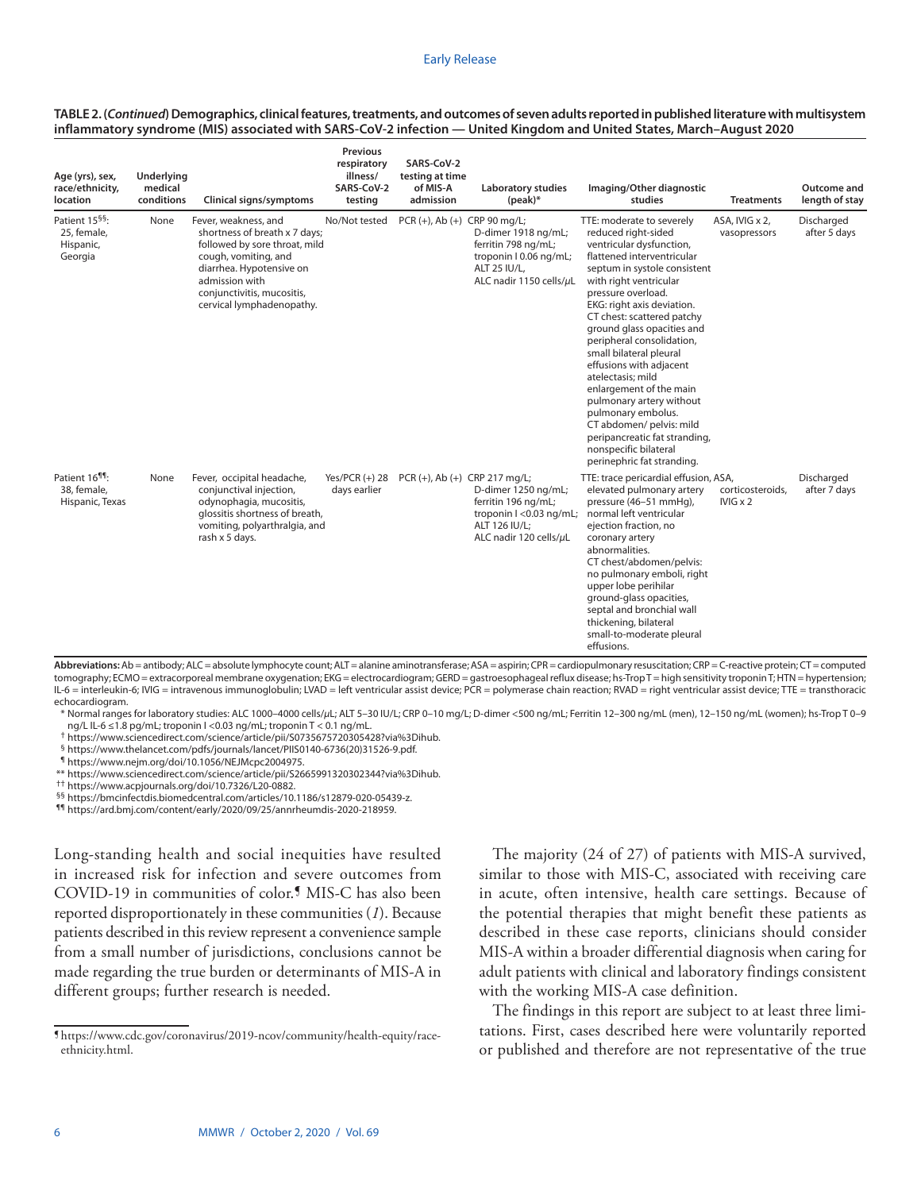**TABLE 2. (*Continued*) Demographics, clinical features, treatments, and outcomes of seven adults reported in published literature with multisystem inflammatory syndrome (MIS) associated with SARS-CoV-2 infection — United Kingdom and United States, March–August 2020**

| Age (yrs), sex, race/ethnicity, location | Underlying medical conditions | Clinical signs/symptoms | Previous respiratory illness/ SARS-CoV-2 testing | SARS-CoV-2 testing at time of MIS-A admission | Laboratory studies (peak)* | Imaging/Other diagnostic studies | Treatments | Outcome and length of stay |
|---|---|---|---|---|---|---|---|---|
| Patient 15[§§]: 25, female, Hispanic, Georgia | None | Fever, weakness, and shortness of breath x 7 days; followed by sore throat, mild cough, vomiting, and diarrhea. Hypotensive on admission with conjunctivitis, mucositis, cervical lymphadenopathy. | No/Not tested | PCR (+), Ab (+) | CRP 90 mg/L; D-dimer 1918 ng/mL; ferritin 798 ng/mL; troponin I 0.06 ng/mL; ALT 25 IU/L, ALC nadir 1150 cells/µL | TTE: moderate to severely reduced right-sided ventricular dysfunction, flattened interventricular septum in systole consistent with right ventricular pressure overload. EKG: right axis deviation. CT chest: scattered patchy ground glass opacities and peripheral consolidation, small bilateral pleural effusions with adjacent atelectasis; mild enlargement of the main pulmonary artery without pulmonary embolus. CT abdomen/ pelvis: mild peripancreatic fat stranding, nonspecific bilateral perinephric fat stranding. | ASA, IVIG x 2, vasopressors | Discharged after 5 days |
| Patient 16[¶¶]: 38, female, Hispanic, Texas | None | Fever, occipital headache, conjunctival injection, odynophagia, mucositis, glossitis shortness of breath, vomiting, polyarthralgia, and rash x 5 days. | Yes/PCR (+) 28 days earlier | PCR (+), Ab (+) | CRP 217 mg/L; D-dimer 1250 ng/mL; ferritin 196 ng/mL; troponin I <0.03 ng/mL; ALT 126 IU/L; ALC nadir 120 cells/µL | TTE: trace pericardial effusion, elevated pulmonary artery pressure (46–51 mmHg), normal left ventricular ejection fraction, no coronary artery abnormalities. CT chest/abdomen/pelvis: no pulmonary emboli, right upper lobe perihilar ground-glass opacities, septal and bronchial wall thickening, bilateral small-to-moderate pleural effusions. | ASA, corticosteroids, IVIG x 2 | Discharged after 7 days |

**Abbreviations:** Ab = antibody; ALC = absolute lymphocyte count; ALT = alanine aminotransferase; ASA = aspirin; CPR = cardiopulmonary resuscitation; CRP = C-reactive protein; CT = computed tomography; ECMO = extracorporeal membrane oxygenation; EKG = electrocardiogram; GERD = gastroesophageal reflux disease; hs-Trop T = high sensitivity troponin T; HTN = hypertension; IL-6 = interleukin-6; IVIG = intravenous immunoglobulin; LVAD = left ventricular assist device; PCR = polymerase chain reaction; RVAD = right ventricular assist device; TTE = transthoracic echocardiogram.

\* Normal ranges for laboratory studies: ALC 1000–4000 cells/µL; ALT 5–30 IU/L; CRP 0–10 mg/L; D-dimer <500 ng/mL; Ferritin 12–300 ng/mL (men), 12–150 ng/mL (women); hs-Trop T 0–9 ng/L IL-6 ≤1.8 pg/mL; troponin I <0.03 ng/mL; troponin T < 0.1 ng/mL.

† https://www.sciencedirect.com/science/article/pii/S0735675720305428?via%3Dihub.

§ https://www.thelancet.com/pdfs/journals/lancet/PIIS0140-6736(20)31526-9.pdf.

¶ https://www.nejm.org/doi/10.1056/NEJMcpc2004975.

\** https://www.sciencedirect.com/science/article/pii/S2665991320302344?via%3Dihub.

†† https://www.acpjournals.org/doi/10.7326/L20-0882.

§§ https://bmcinfectdis.biomedcentral.com/articles/10.1186/s12879-020-05439-z.

¶¶ https://ard.bmj.com/content/early/2020/09/25/annrheumdis-2020-218959.

Long-standing health and social inequities have resulted in increased risk for infection and severe outcomes from COVID-19 in communities of color.[¶] MIS-C has also been reported disproportionately in these communities (*1*). Because patients described in this review represent a convenience sample from a small number of jurisdictions, conclusions cannot be made regarding the true burden or determinants of MIS-A in different groups; further research is needed.

The majority (24 of 27) of patients with MIS-A survived, similar to those with MIS-C, associated with receiving care in acute, often intensive, health care settings. Because of the potential therapies that might benefit these patients as described in these case reports, clinicians should consider MIS-A within a broader differential diagnosis when caring for adult patients with clinical and laboratory findings consistent with the working MIS-A case definition.

The findings in this report are subject to at least three limitations. First, cases described here were voluntarily reported or published and therefore are not representative of the true

¶ https://www.cdc.gov/coronavirus/2019-ncov/community/health-equity/race-ethnicity.html.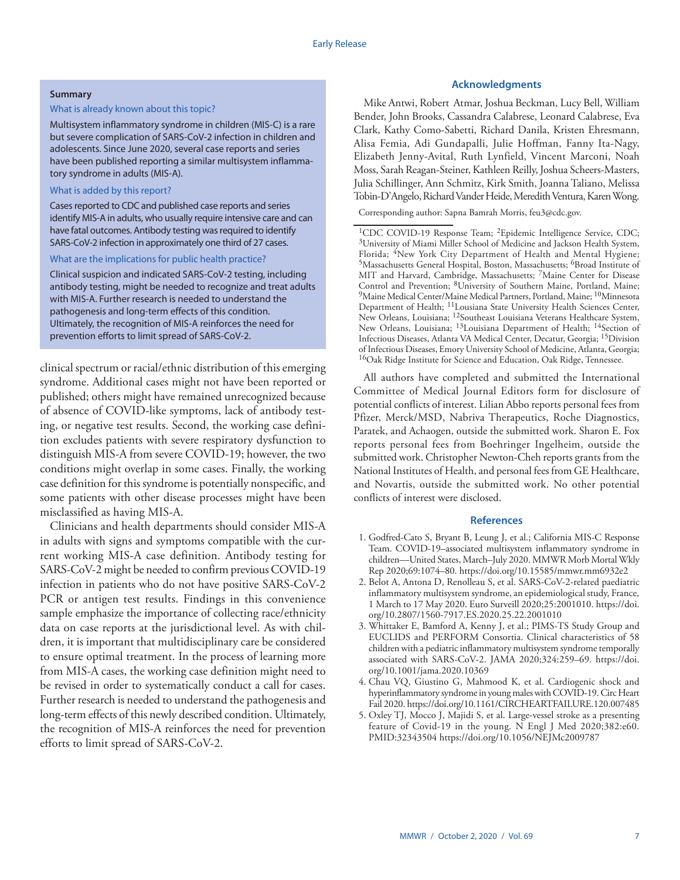**Summary**

What is already known about this topic?

Multisystem inflammatory syndrome in children (MIS-C) is a rare but severe complication of SARS-CoV-2 infection in children and adolescents. Since June 2020, several case reports and series have been published reporting a similar multisystem inflammatory syndrome in adults (MIS-A).

What is added by this report?

Cases reported to CDC and published case reports and series identify MIS-A in adults, who usually require intensive care and can have fatal outcomes. Antibody testing was required to identify SARS-CoV-2 infection in approximately one third of 27 cases.

What are the implications for public health practice?

Clinical suspicion and indicated SARS-CoV-2 testing, including antibody testing, might be needed to recognize and treat adults with MIS-A. Further research is needed to understand the pathogenesis and long-term effects of this condition. Ultimately, the recognition of MIS-A reinforces the need for prevention efforts to limit spread of SARS-CoV-2.

clinical spectrum or racial/ethnic distribution of this emerging syndrome. Additional cases might not have been reported or published; others might have remained unrecognized because of absence of COVID-like symptoms, lack of antibody testing, or negative test results. Second, the working case definition excludes patients with severe respiratory dysfunction to distinguish MIS-A from severe COVID-19; however, the two conditions might overlap in some cases. Finally, the working case definition for this syndrome is potentially nonspecific, and some patients with other disease processes might have been misclassified as having MIS-A.

Clinicians and health departments should consider MIS-A in adults with signs and symptoms compatible with the current working MIS-A case definition. Antibody testing for SARS-CoV-2 might be needed to confirm previous COVID-19 infection in patients who do not have positive SARS-CoV-2 PCR or antigen test results. Findings in this convenience sample emphasize the importance of collecting race/ethnicity data on case reports at the jurisdictional level. As with children, it is important that multidisciplinary care be considered to ensure optimal treatment. In the process of learning more from MIS-A cases, the working case definition might need to be revised in order to systematically conduct a call for cases. Further research is needed to understand the pathogenesis and long-term effects of this newly described condition. Ultimately, the recognition of MIS-A reinforces the need for prevention efforts to limit spread of SARS-CoV-2.

## Acknowledgments

Mike Antwi, Robert Atmar, Joshua Beckman, Lucy Bell, William Bender, John Brooks, Cassandra Calabrese, Leonard Calabrese, Eva Clark, Kathy Como-Sabetti, Richard Danila, Kristen Ehresmann, Alisa Femia, Adi Gundapalli, Julie Hoffman, Fanny Ita-Nagy, Elizabeth Jenny-Avital, Ruth Lynfield, Vincent Marconi, Noah Moss, Sarah Reagan-Steiner, Kathleen Reilly, Joshua Scheers-Masters, Julia Schillinger, Ann Schmitz, Kirk Smith, Joanna Taliano, Melissa Tobin-D'Angelo, Richard Vander Heide, Meredith Ventura, Karen Wong.

Corresponding author: Sapna Bamrah Morris, feu3@cdc.gov.

[1]CDC COVID-19 Response Team; [2]Epidemic Intelligence Service, CDC; [3]University of Miami Miller School of Medicine and Jackson Health System, Florida; [4]New York City Department of Health and Mental Hygiene; [5]Massachusetts General Hospital, Boston, Massachusetts; [6]Broad Institute of MIT and Harvard, Cambridge, Massachusetts; [7]Maine Center for Disease Control and Prevention; [8]University of Southern Maine, Portland, Maine; [9]Maine Medical Center/Maine Medical Partners, Portland, Maine; [10]Minnesota Department of Health; [11]Lousiana State University Health Sciences Center, New Orleans, Louisiana; [12]Southeast Louisiana Veterans Healthcare System, New Orleans, Louisiana; [13]Louisiana Department of Health; [14]Section of Infectious Diseases, Atlanta VA Medical Center, Decatur, Georgia; [15]Division of Infectious Diseases, Emory University School of Medicine, Atlanta, Georgia; [16]Oak Ridge Institute for Science and Education, Oak Ridge, Tennessee.

All authors have completed and submitted the International Committee of Medical Journal Editors form for disclosure of potential conflicts of interest. Lilian Abbo reports personal fees from Pfizer, Merck/MSD, Nabriva Therapeutics, Roche Diagnostics, Paratek, and Achaogen, outside the submitted work. Sharon E. Fox reports personal fees from Boehringer Ingelheim, outside the submitted work. Christopher Newton-Cheh reports grants from the National Institutes of Health, and personal fees from GE Healthcare, and Novartis, outside the submitted work. No other potential conflicts of interest were disclosed.

## References

1. Godfred-Cato S, Bryant B, Leung J, et al.; California MIS-C Response Team. COVID-19–associated multisystem inflammatory syndrome in children—United States, March–July 2020. MMWR Morb Mortal Wkly Rep 2020;69:1074–80. https://doi.org/10.15585/mmwr.mm6932e2
2. Belot A, Antona D, Renolleau S, et al. SARS-CoV-2-related paediatric inflammatory multisystem syndrome, an epidemiological study, France, 1 March to 17 May 2020. Euro Surveill 2020;25:2001010. https://doi.org/10.2807/1560-7917.ES.2020.25.22.2001010
3. Whittaker E, Bamford A, Kenny J, et al.; PIMS-TS Study Group and EUCLIDS and PERFORM Consortia. Clinical characteristics of 58 children with a pediatric inflammatory multisystem syndrome temporally associated with SARS-CoV-2. JAMA 2020;324:259–69. https://doi.org/10.1001/jama.2020.10369
4. Chau VQ, Giustino G, Mahmood K, et al. Cardiogenic shock and hyperinflammatory syndrome in young males with COVID-19. Circ Heart Fail 2020. https://doi.org/10.1161/CIRCHEARTFAILURE.120.007485
5. Oxley TJ, Mocco J, Majidi S, et al. Large-vessel stroke as a presenting feature of Covid-19 in the young. N Engl J Med 2020;382:e60. PMID:32343504 https://doi.org/10.1056/NEJMc2009787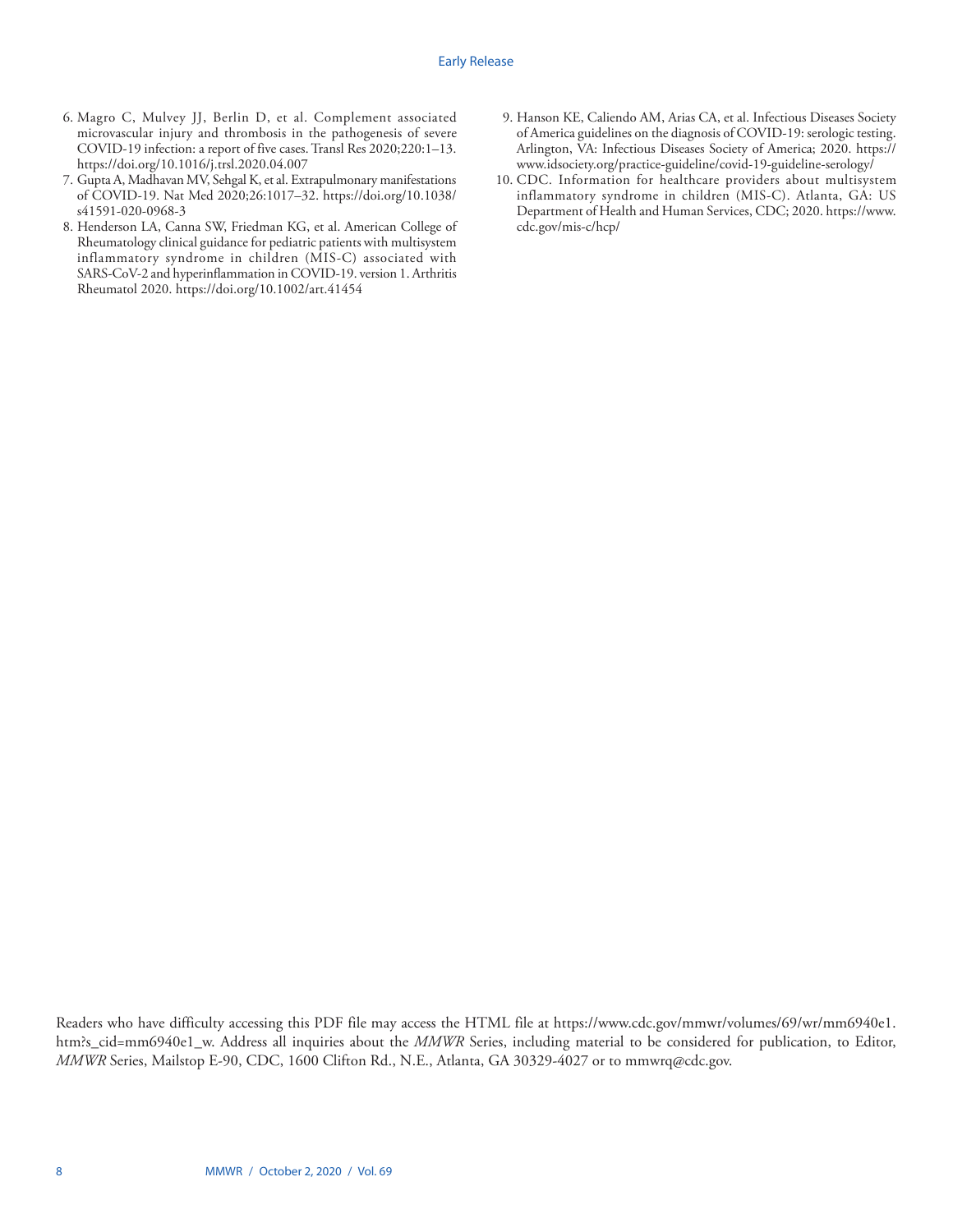6. Magro C, Mulvey JJ, Berlin D, et al. Complement associated microvascular injury and thrombosis in the pathogenesis of severe COVID-19 infection: a report of five cases. Transl Res 2020;220:1–13. https://doi.org/10.1016/j.trsl.2020.04.007
7. Gupta A, Madhavan MV, Sehgal K, et al. Extrapulmonary manifestations of COVID-19. Nat Med 2020;26:1017–32. https://doi.org/10.1038/s41591-020-0968-3
8. Henderson LA, Canna SW, Friedman KG, et al. American College of Rheumatology clinical guidance for pediatric patients with multisystem inflammatory syndrome in children (MIS-C) associated with SARS-CoV-2 and hyperinflammation in COVID-19. version 1. Arthritis Rheumatol 2020. https://doi.org/10.1002/art.41454
9. Hanson KE, Caliendo AM, Arias CA, et al. Infectious Diseases Society of America guidelines on the diagnosis of COVID-19: serologic testing. Arlington, VA: Infectious Diseases Society of America; 2020. https://www.idsociety.org/practice-guideline/covid-19-guideline-serology/
10. CDC. Information for healthcare providers about multisystem inflammatory syndrome in children (MIS-C). Atlanta, GA: US Department of Health and Human Services, CDC; 2020. https://www.cdc.gov/mis-c/hcp/

Readers who have difficulty accessing this PDF file may access the HTML file at https://www.cdc.gov/mmwr/volumes/69/wr/mm6940e1.htm?s_cid=mm6940e1_w. Address all inquiries about the *MMWR* Series, including material to be considered for publication, to Editor, *MMWR* Series, Mailstop E-90, CDC, 1600 Clifton Rd., N.E., Atlanta, GA 30329-4027 or to mmwrq@cdc.gov.